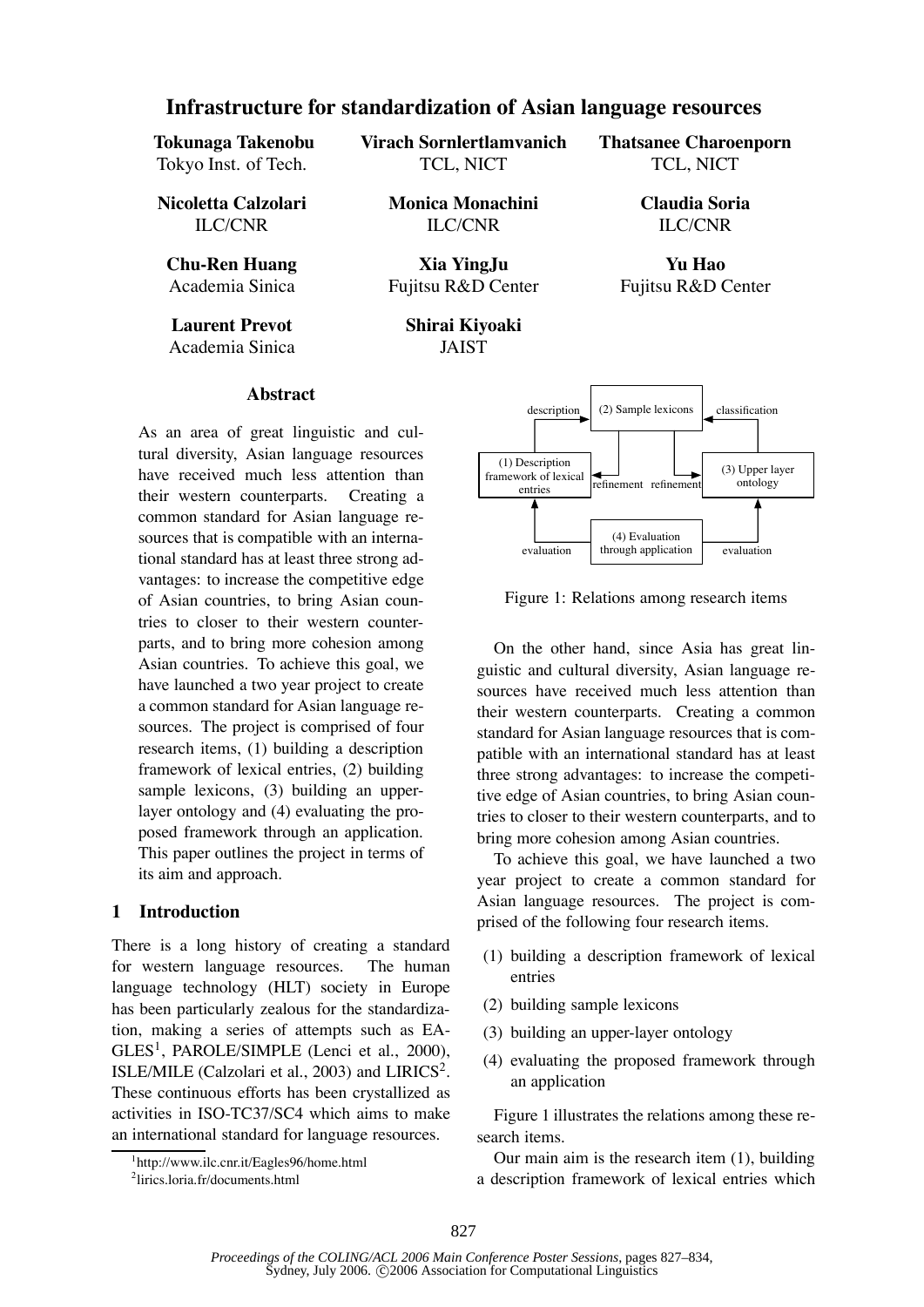# Infrastructure for standardization of Asian language resources

**Tokunaga Takenobu**
Tokyo Inst. of Tech.

**Virach Sornlertlamvanich**
TCL, NICT

**Thatsanee Charoenporn**
TCL, NICT

**Nicoletta Calzolari**
ILC/CNR

**Monica Monachini**
ILC/CNR

**Claudia Soria**
ILC/CNR

**Chu-Ren Huang**
Academia Sinica

**Xia YingJu**
Fujitsu R&D Center

**Yu Hao**
Fujitsu R&D Center

**Laurent Prevot**
Academia Sinica

**Shirai Kiyoaki**
JAIST

## Abstract

As an area of great linguistic and cultural diversity, Asian language resources have received much less attention than their western counterparts. Creating a common standard for Asian language resources that is compatible with an international standard has at least three strong advantages: to increase the competitive edge of Asian countries, to bring Asian countries to closer to their western counterparts, and to bring more cohesion among Asian countries. To achieve this goal, we have launched a two year project to create a common standard for Asian language resources. The project is comprised of four research items, (1) building a description framework of lexical entries, (2) building sample lexicons, (3) building an upper-layer ontology and (4) evaluating the proposed framework through an application. This paper outlines the project in terms of its aim and approach.

## 1 Introduction

There is a long history of creating a standard for western language resources. The human language technology (HLT) society in Europe has been particularly zealous for the standardization, making a series of attempts such as EAGLES[1], PAROLE/SIMPLE (Lenci et al., 2000), ISLE/MILE (Calzolari et al., 2003) and LIRICS[2]. These continuous efforts has been crystallized as activities in ISO-TC37/SC4 which aims to make an international standard for language resources.

[1] http://www.ilc.cnr.it/Eagles96/home.html

[2] lirics.loria.fr/documents.html

Figure 1: Relations among research items

On the other hand, since Asia has great linguistic and cultural diversity, Asian language resources have received much less attention than their western counterparts. Creating a common standard for Asian language resources that is compatible with an international standard has at least three strong advantages: to increase the competitive edge of Asian countries, to bring Asian countries to closer to their western counterparts, and to bring more cohesion among Asian countries.

To achieve this goal, we have launched a two year project to create a common standard for Asian language resources. The project is comprised of the following four research items.

(1) building a description framework of lexical entries

(2) building sample lexicons

(3) building an upper-layer ontology

(4) evaluating the proposed framework through an application

Figure 1 illustrates the relations among these research items.

Our main aim is the research item (1), building a description framework of lexical entries which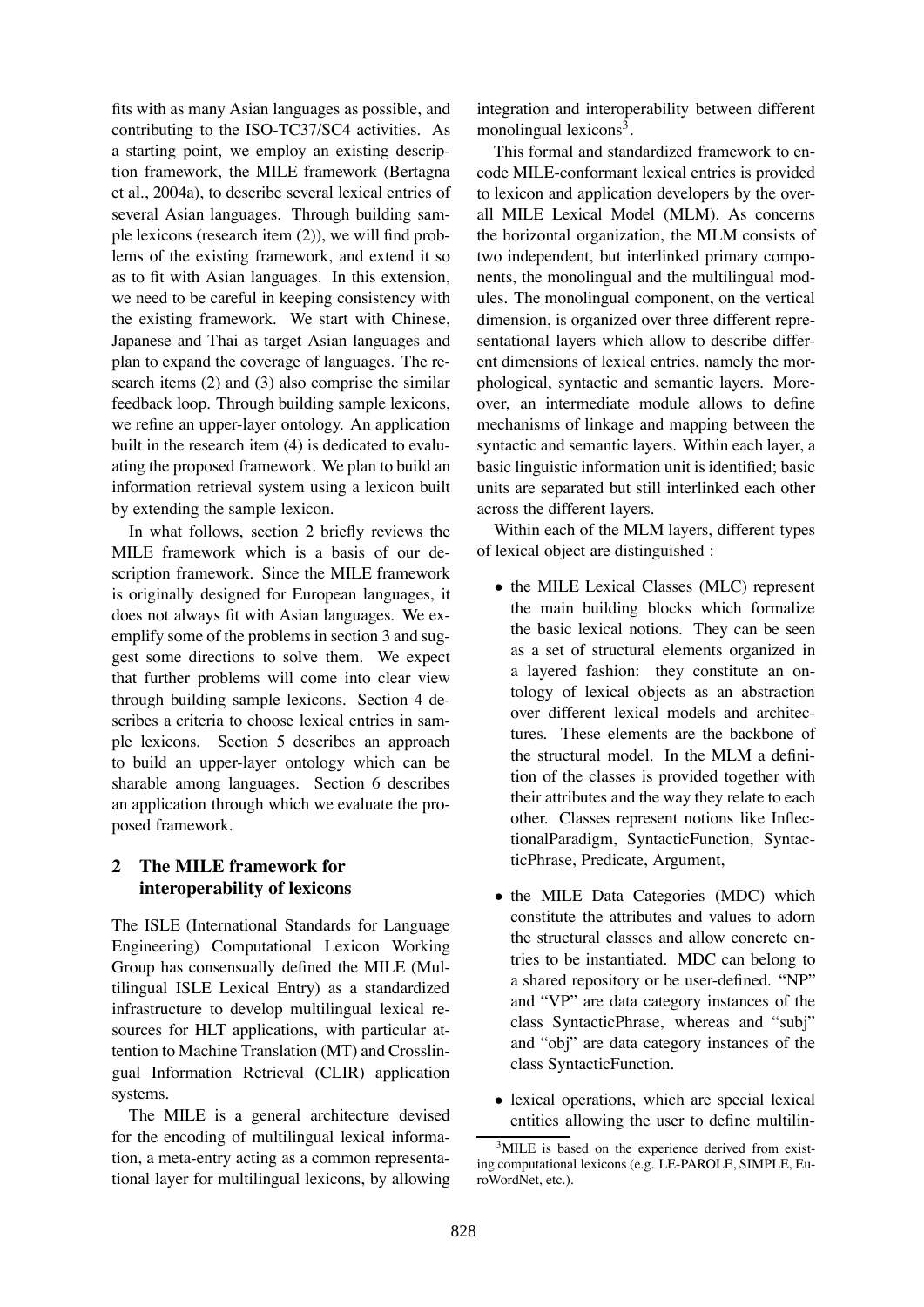fits with as many Asian languages as possible, and contributing to the ISO-TC37/SC4 activities. As a starting point, we employ an existing description framework, the MILE framework (Bertagna et al., 2004a), to describe several lexical entries of several Asian languages. Through building sample lexicons (research item (2)), we will find problems of the existing framework, and extend it so as to fit with Asian languages. In this extension, we need to be careful in keeping consistency with the existing framework. We start with Chinese, Japanese and Thai as target Asian languages and plan to expand the coverage of languages. The research items (2) and (3) also comprise the similar feedback loop. Through building sample lexicons, we refine an upper-layer ontology. An application built in the research item (4) is dedicated to evaluating the proposed framework. We plan to build an information retrieval system using a lexicon built by extending the sample lexicon.

In what follows, section 2 briefly reviews the MILE framework which is a basis of our description framework. Since the MILE framework is originally designed for European languages, it does not always fit with Asian languages. We exemplify some of the problems in section 3 and suggest some directions to solve them. We expect that further problems will come into clear view through building sample lexicons. Section 4 describes a criteria to choose lexical entries in sample lexicons. Section 5 describes an approach to build an upper-layer ontology which can be sharable among languages. Section 6 describes an application through which we evaluate the proposed framework.

## 2 The MILE framework for interoperability of lexicons

The ISLE (International Standards for Language Engineering) Computational Lexicon Working Group has consensually defined the MILE (Multilingual ISLE Lexical Entry) as a standardized infrastructure to develop multilingual lexical resources for HLT applications, with particular attention to Machine Translation (MT) and Crosslingual Information Retrieval (CLIR) application systems.

The MILE is a general architecture devised for the encoding of multilingual lexical information, a meta-entry acting as a common representational layer for multilingual lexicons, by allowing integration and interoperability between different monolingual lexicons[3].

This formal and standardized framework to encode MILE-conformant lexical entries is provided to lexicon and application developers by the overall MILE Lexical Model (MLM). As concerns the horizontal organization, the MLM consists of two independent, but interlinked primary components, the monolingual and the multilingual modules. The monolingual component, on the vertical dimension, is organized over three different representational layers which allow to describe different dimensions of lexical entries, namely the morphological, syntactic and semantic layers. Moreover, an intermediate module allows to define mechanisms of linkage and mapping between the syntactic and semantic layers. Within each layer, a basic linguistic information unit is identified; basic units are separated but still interlinked each other across the different layers.

Within each of the MLM layers, different types of lexical object are distinguished :

- the MILE Lexical Classes (MLC) represent the main building blocks which formalize the basic lexical notions. They can be seen as a set of structural elements organized in a layered fashion: they constitute an ontology of lexical objects as an abstraction over different lexical models and architectures. These elements are the backbone of the structural model. In the MLM a definition of the classes is provided together with their attributes and the way they relate to each other. Classes represent notions like InflectionalParadigm, SyntacticFunction, SyntacticPhrase, Predicate, Argument,
- the MILE Data Categories (MDC) which constitute the attributes and values to adorn the structural classes and allow concrete entries to be instantiated. MDC can belong to a shared repository or be user-defined. "NP" and "VP" are data category instances of the class SyntacticPhrase, whereas and "subj" and "obj" are data category instances of the class SyntacticFunction.
- lexical operations, which are special lexical entities allowing the user to define multilin-

[3] MILE is based on the experience derived from existing computational lexicons (e.g. LE-PAROLE, SIMPLE, EuroWordNet, etc.).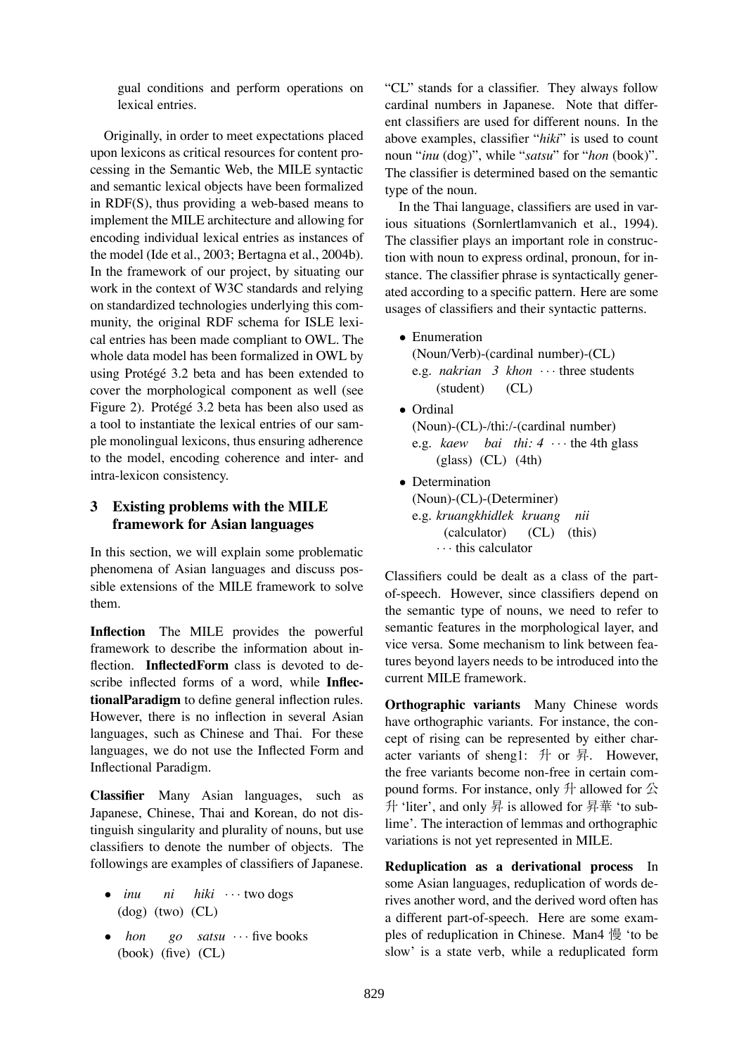gual conditions and perform operations on lexical entries.

Originally, in order to meet expectations placed upon lexicons as critical resources for content processing in the Semantic Web, the MILE syntactic and semantic lexical objects have been formalized in RDF(S), thus providing a web-based means to implement the MILE architecture and allowing for encoding individual lexical entries as instances of the model (Ide et al., 2003; Bertagna et al., 2004b). In the framework of our project, by situating our work in the context of W3C standards and relying on standardized technologies underlying this community, the original RDF schema for ISLE lexical entries has been made compliant to OWL. The whole data model has been formalized in OWL by using Protégé 3.2 beta and has been extended to cover the morphological component as well (see Figure 2). Protégé 3.2 beta has been also used as a tool to instantiate the lexical entries of our sample monolingual lexicons, thus ensuring adherence to the model, encoding coherence and inter- and intra-lexicon consistency.

## 3 Existing problems with the MILE framework for Asian languages

In this section, we will explain some problematic phenomena of Asian languages and discuss possible extensions of the MILE framework to solve them.

**Inflection** The MILE provides the powerful framework to describe the information about inflection. **InflectedForm** class is devoted to describe inflected forms of a word, while **InflectionalParadigm** to define general inflection rules. However, there is no inflection in several Asian languages, such as Chinese and Thai. For these languages, we do not use the Inflected Form and Inflectional Paradigm.

**Classifier** Many Asian languages, such as Japanese, Chinese, Thai and Korean, do not distinguish singularity and plurality of nouns, but use classifiers to denote the number of objects. The followings are examples of classifiers of Japanese.

- *inu* *ni* *hiki* ··· two dogs
  (dog) (two) (CL)
- *hon* *go* *satsu* ··· five books
  (book) (five) (CL)

"CL" stands for a classifier. They always follow cardinal numbers in Japanese. Note that different classifiers are used for different nouns. In the above examples, classifier "*hiki*" is used to count noun "*inu* (dog)", while "*satsu*" for "*hon* (book)". The classifier is determined based on the semantic type of the noun.

In the Thai language, classifiers are used in various situations (Sornlertlamvanich et al., 1994). The classifier plays an important role in construction with noun to express ordinal, pronoun, for instance. The classifier phrase is syntactically generated according to a specific pattern. Here are some usages of classifiers and their syntactic patterns.

- Enumeration
  (Noun/Verb)-(cardinal number)-(CL)
  e.g. *nakrian* *3* *khon* ··· three students
  (student) (CL)
- Ordinal
  (Noun)-(CL)-/thi:/-(cardinal number)
  e.g. *kaew* *bai* *thi: 4* ··· the 4th glass
  (glass) (CL) (4th)
- Determination
  (Noun)-(CL)-(Determiner)
  e.g. *kruangkhidlek* *kruang* *nii*
  (calculator) (CL) (this)
  ··· this calculator

Classifiers could be dealt as a class of the part-of-speech. However, since classifiers depend on the semantic type of nouns, we need to refer to semantic features in the morphological layer, and vice versa. Some mechanism to link between features beyond layers needs to be introduced into the current MILE framework.

**Orthographic variants** Many Chinese words have orthographic variants. For instance, the concept of rising can be represented by either character variants of sheng1: 升 or 昇. However, the free variants become non-free in certain compound forms. For instance, only 升 allowed for 公升 'liter', and only 昇 is allowed for 昇華 'to sublime'. The interaction of lemmas and orthographic variations is not yet represented in MILE.

**Reduplication as a derivational process** In some Asian languages, reduplication of words derives another word, and the derived word often has a different part-of-speech. Here are some examples of reduplication in Chinese. Man4 慢 'to be slow' is a state verb, while a reduplicated form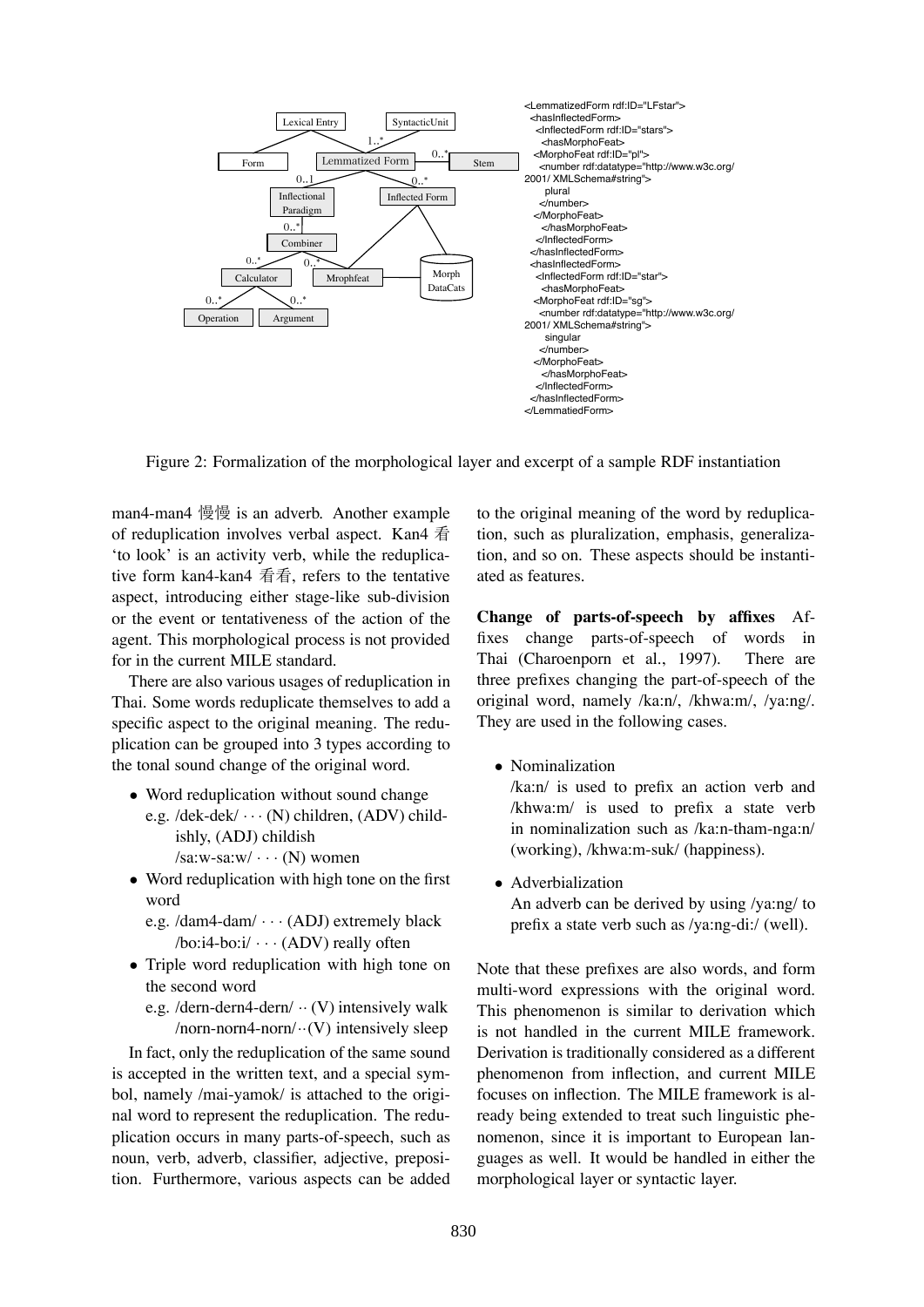```
<LemmatizedForm rdf:ID="LFstar">
  <hasInflectedForm>
    <InflectedForm rdf:ID="stars">
      <hasMorphoFeat>
    <MorphoFeat rdf:ID="pl">
      <number rdf:datatype="http://www.w3c.org/
2001/ XMLSchema#string">
        plural
      </number>
    </MorphoFeat>
      </hasMorphoFeat>
    </InflectedForm>
  </hasInflectedForm>
  <hasInflectedForm>
    <InflectedForm rdf:ID="star">
      <hasMorphoFeat>
    <MorphoFeat rdf:ID="sg">
      <number rdf:datatype="http://www.w3c.org/
2001/ XMLSchema#string">
        singular
      </number>
    </MorphoFeat>
      </hasMorphoFeat>
    </InflectedForm>
  </hasInflectedForm>
</LemmatiedForm>
```

Figure 2: Formalization of the morphological layer and excerpt of a sample RDF instantiation

man4-man4 慢慢 is an adverb. Another example of reduplication involves verbal aspect. Kan4 看 'to look' is an activity verb, while the reduplicative form kan4-kan4 看看, refers to the tentative aspect, introducing either stage-like sub-division or the event or tentativeness of the action of the agent. This morphological process is not provided for in the current MILE standard.

There are also various usages of reduplication in Thai. Some words reduplicate themselves to add a specific aspect to the original meaning. The reduplication can be grouped into 3 types according to the tonal sound change of the original word.

- Word reduplication without sound change
  - e.g. /dek-dek/ · · · (N) children, (ADV) childishly, (ADJ) childish
  - /sa:w-sa:w/ · · · (N) women
- Word reduplication with high tone on the first word
  - e.g. /dam4-dam/ · · · (ADJ) extremely black
  - /bo:i4-bo:i/ · · · (ADV) really often
- Triple word reduplication with high tone on the second word
  - e.g. /dern-dern4-dern/ ·· (V) intensively walk
  - /norn-norn4-norn/ ··(V) intensively sleep

In fact, only the reduplication of the same sound is accepted in the written text, and a special symbol, namely /mai-yamok/ is attached to the original word to represent the reduplication. The reduplication occurs in many parts-of-speech, such as noun, verb, adverb, classifier, adjective, preposition. Furthermore, various aspects can be added to the original meaning of the word by reduplication, such as pluralization, emphasis, generalization, and so on. These aspects should be instantiated as features.

**Change of parts-of-speech by affixes** Affixes change parts-of-speech of words in Thai (Charoenporn et al., 1997). There are three prefixes changing the part-of-speech of the original word, namely /ka:n/, /khwa:m/, /ya:ng/. They are used in the following cases.

- Nominalization
  /ka:n/ is used to prefix an action verb and /khwa:m/ is used to prefix a state verb in nominalization such as /ka:n-tham-nga:n/ (working), /khwa:m-suk/ (happiness).
- Adverbialization
  An adverb can be derived by using /ya:ng/ to prefix a state verb such as /ya:ng-di:/ (well).

Note that these prefixes are also words, and form multi-word expressions with the original word. This phenomenon is similar to derivation which is not handled in the current MILE framework. Derivation is traditionally considered as a different phenomenon from inflection, and current MILE focuses on inflection. The MILE framework is already being extended to treat such linguistic phenomenon, since it is important to European languages as well. It would be handled in either the morphological layer or syntactic layer.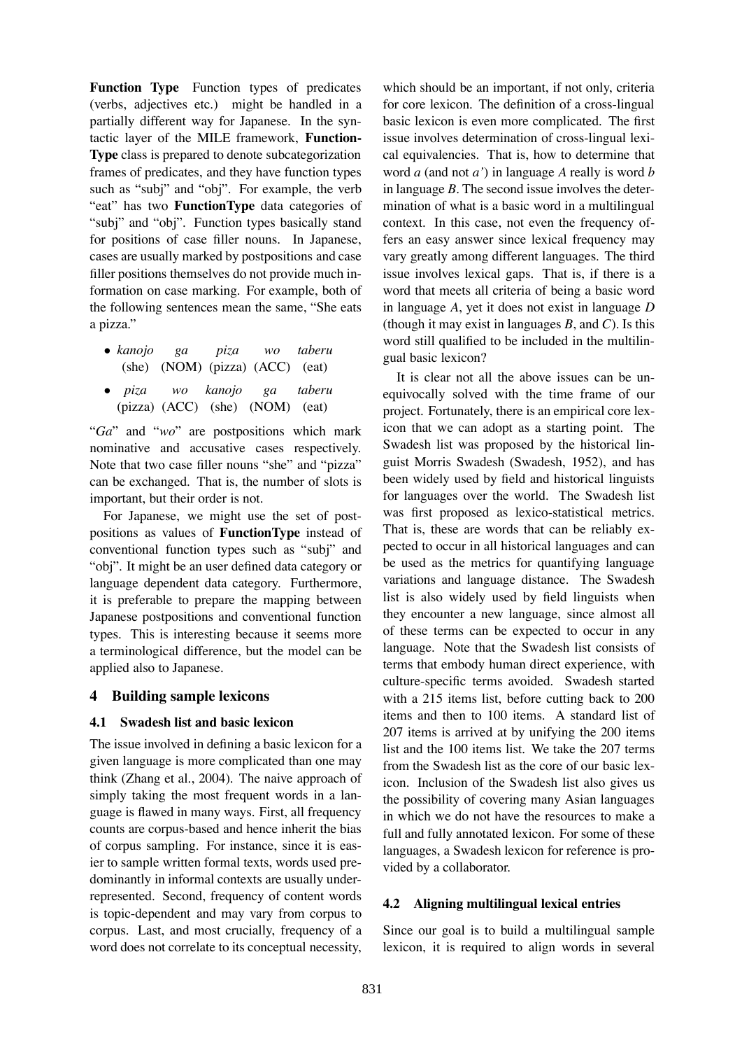**Function Type** Function types of predicates (verbs, adjectives etc.) might be handled in a partially different way for Japanese. In the syntactic layer of the MILE framework, **FunctionType** class is prepared to denote subcategorization frames of predicates, and they have function types such as "subj" and "obj". For example, the verb "eat" has two **FunctionType** data categories of "subj" and "obj". Function types basically stand for positions of case filler nouns. In Japanese, cases are usually marked by postpositions and case filler positions themselves do not provide much information on case marking. For example, both of the following sentences mean the same, "She eats a pizza."

- *kanojo* *ga* *piza* *wo* *taberu*
  (she) (NOM) (pizza) (ACC) (eat)
- *piza* *wo* *kanojo* *ga* *taberu*
  (pizza) (ACC) (she) (NOM) (eat)

"*Ga*" and "*wo*" are postpositions which mark nominative and accusative cases respectively. Note that two case filler nouns "she" and "pizza" can be exchanged. That is, the number of slots is important, but their order is not.

For Japanese, we might use the set of postpositions as values of **FunctionType** instead of conventional function types such as "subj" and "obj". It might be an user defined data category or language dependent data category. Furthermore, it is preferable to prepare the mapping between Japanese postpositions and conventional function types. This is interesting because it seems more a terminological difference, but the model can be applied also to Japanese.

## 4 Building sample lexicons

### 4.1 Swadesh list and basic lexicon

The issue involved in defining a basic lexicon for a given language is more complicated than one may think (Zhang et al., 2004). The naive approach of simply taking the most frequent words in a language is flawed in many ways. First, all frequency counts are corpus-based and hence inherit the bias of corpus sampling. For instance, since it is easier to sample written formal texts, words used predominantly in informal contexts are usually underrepresented. Second, frequency of content words is topic-dependent and may vary from corpus to corpus. Last, and most crucially, frequency of a word does not correlate to its conceptual necessity, which should be an important, if not only, criteria for core lexicon. The definition of a cross-lingual basic lexicon is even more complicated. The first issue involves determination of cross-lingual lexical equivalencies. That is, how to determine that word *a* (and not *a'*) in language *A* really is word *b* in language *B*. The second issue involves the determination of what is a basic word in a multilingual context. In this case, not even the frequency offers an easy answer since lexical frequency may vary greatly among different languages. The third issue involves lexical gaps. That is, if there is a word that meets all criteria of being a basic word in language *A*, yet it does not exist in language *D* (though it may exist in languages *B*, and *C*). Is this word still qualified to be included in the multilingual basic lexicon?

It is clear not all the above issues can be unequivocally solved with the time frame of our project. Fortunately, there is an empirical core lexicon that we can adopt as a starting point. The Swadesh list was proposed by the historical linguist Morris Swadesh (Swadesh, 1952), and has been widely used by field and historical linguists for languages over the world. The Swadesh list was first proposed as lexico-statistical metrics. That is, these are words that can be reliably expected to occur in all historical languages and can be used as the metrics for quantifying language variations and language distance. The Swadesh list is also widely used by field linguists when they encounter a new language, since almost all of these terms can be expected to occur in any language. Note that the Swadesh list consists of terms that embody human direct experience, with culture-specific terms avoided. Swadesh started with a 215 items list, before cutting back to 200 items and then to 100 items. A standard list of 207 items is arrived at by unifying the 200 items list and the 100 items list. We take the 207 terms from the Swadesh list as the core of our basic lexicon. Inclusion of the Swadesh list also gives us the possibility of covering many Asian languages in which we do not have the resources to make a full and fully annotated lexicon. For some of these languages, a Swadesh lexicon for reference is provided by a collaborator.

### 4.2 Aligning multilingual lexical entries

Since our goal is to build a multilingual sample lexicon, it is required to align words in several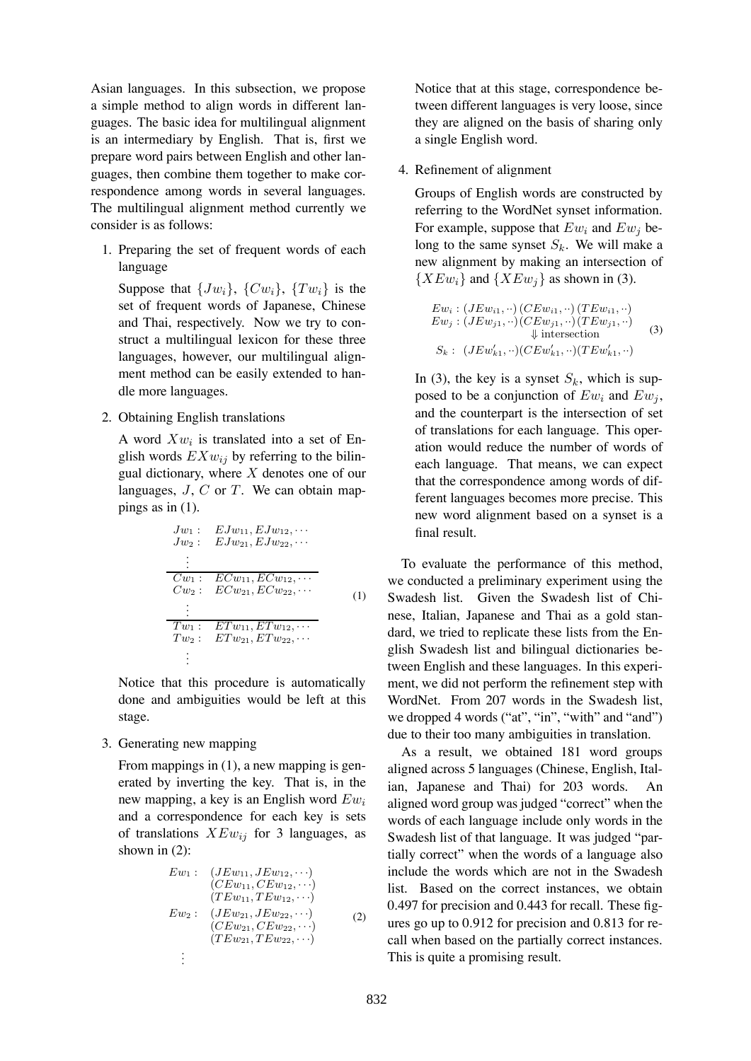Asian languages. In this subsection, we propose a simple method to align words in different languages. The basic idea for multilingual alignment is an intermediary by English. That is, first we prepare word pairs between English and other languages, then combine them together to make correspondence among words in several languages. The multilingual alignment method currently we consider is as follows:

1. Preparing the set of frequent words of each language

   Suppose that $\{Jw_i\}$, $\{Cw_i\}$, $\{Tw_i\}$ is the set of frequent words of Japanese, Chinese and Thai, respectively. Now we try to construct a multilingual lexicon for these three languages, however, our multilingual alignment method can be easily extended to handle more languages.

2. Obtaining English translations

   A word $Xw_i$ is translated into a set of English words $EXw_{ij}$ by referring to the bilingual dictionary, where $X$ denotes one of our languages, $J$, $C$ or $T$. We can obtain mappings as in (1).

$$
\begin{array}{ll}
Jw_1: & EJw_{11}, EJw_{12}, \cdots \\
Jw_2: & EJw_{21}, EJw_{22}, \cdots \\
\vdots & \\
\hline
Cw_1: & ECw_{11}, ECw_{12}, \cdots \\
Cw_2: & ECw_{21}, ECw_{22}, \cdots \\
\vdots & \\
\hline
Tw_1: & ETw_{11}, ETw_{12}, \cdots \\
Tw_2: & ETw_{21}, ETw_{22}, \cdots \\
\vdots &
\end{array}
\qquad (1)
$$

   Notice that this procedure is automatically done and ambiguities would be left at this stage.

3. Generating new mapping

   From mappings in (1), a new mapping is generated by inverting the key. That is, in the new mapping, a key is an English word $Ew_i$ and a correspondence for each key is sets of translations $XEw_{ij}$ for 3 languages, as shown in (2):

$$
\begin{array}{ll}
Ew_1: & (JEw_{11}, JEw_{12}, \cdots) \\
 & (CEw_{11}, CEw_{12}, \cdots) \\
 & (TEw_{11}, TEw_{12}, \cdots) \\
Ew_2: & (JEw_{21}, JEw_{22}, \cdots) \\
 & (CEw_{21}, CEw_{22}, \cdots) \\
 & (TEw_{21}, TEw_{22}, \cdots) \\
\vdots &
\end{array}
\qquad (2)
$$

   Notice that at this stage, correspondence between different languages is very loose, since they are aligned on the basis of sharing only a single English word.

4. Refinement of alignment

   Groups of English words are constructed by referring to the WordNet synset information. For example, suppose that $Ew_i$ and $Ew_j$ belong to the same synset $S_k$. We will make a new alignment by making an intersection of $\{XEw_i\}$ and $\{XEw_j\}$ as shown in (3).

$$
\begin{array}{l}
Ew_i: (JEw_{i1}, \cdot\cdot)\,(CEw_{i1}, \cdot\cdot)\,(TEw_{i1}, \cdot\cdot) \\
Ew_j: (JEw_{j1}, \cdot\cdot)\,(CEw_{j1}, \cdot\cdot)\,(TEw_{j1}, \cdot\cdot) \\
\qquad\qquad \Downarrow \text{intersection} \\
S_k: \ (JEw'_{k1}, \cdot\cdot)(CEw'_{k1}, \cdot\cdot)(TEw'_{k1}, \cdot\cdot)
\end{array}
\qquad (3)
$$

   In (3), the key is a synset $S_k$, which is supposed to be a conjunction of $Ew_i$ and $Ew_j$, and the counterpart is the intersection of set of translations for each language. This operation would reduce the number of words of each language. That means, we can expect that the correspondence among words of different languages becomes more precise. This new word alignment based on a synset is a final result.

To evaluate the performance of this method, we conducted a preliminary experiment using the Swadesh list. Given the Swadesh list of Chinese, Italian, Japanese and Thai as a gold standard, we tried to replicate these lists from the English Swadesh list and bilingual dictionaries between English and these languages. In this experiment, we did not perform the refinement step with WordNet. From 207 words in the Swadesh list, we dropped 4 words ("at", "in", "with" and "and") due to their too many ambiguities in translation.

As a result, we obtained 181 word groups aligned across 5 languages (Chinese, English, Italian, Japanese and Thai) for 203 words. An aligned word group was judged "correct" when the words of each language include only words in the Swadesh list of that language. It was judged "partially correct" when the words of a language also include the words which are not in the Swadesh list. Based on the correct instances, we obtain 0.497 for precision and 0.443 for recall. These figures go up to 0.912 for precision and 0.813 for recall when based on the partially correct instances. This is quite a promising result.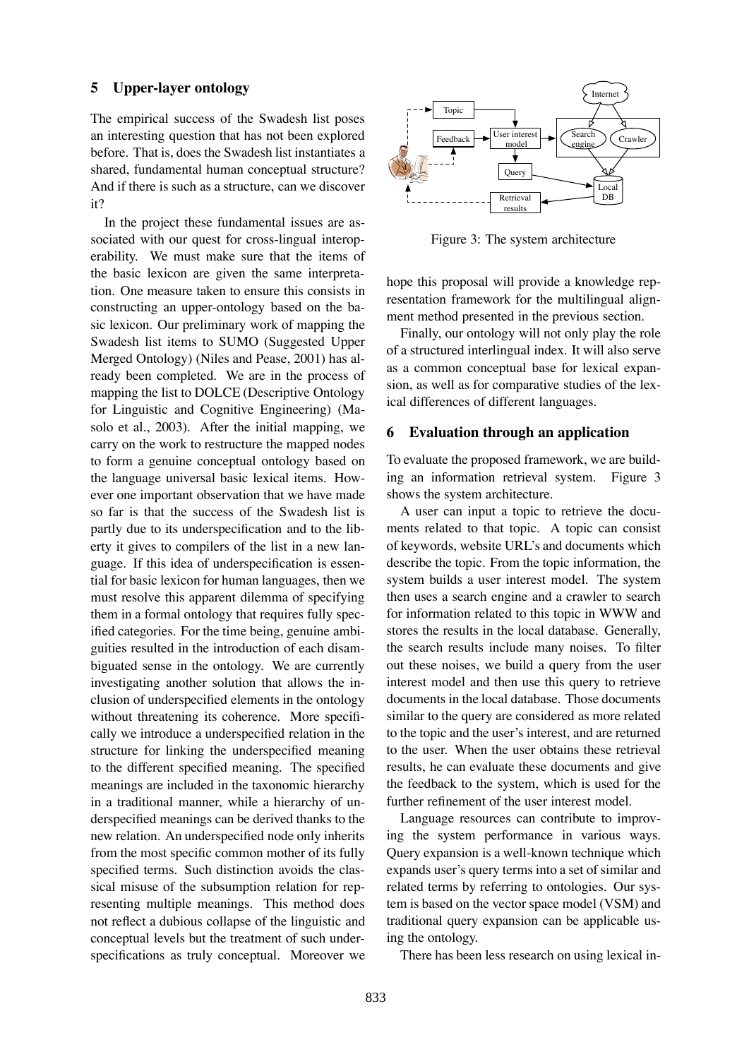## 5 Upper-layer ontology

The empirical success of the Swadesh list poses an interesting question that has not been explored before. That is, does the Swadesh list instantiates a shared, fundamental human conceptual structure? And if there is such as a structure, can we discover it?

In the project these fundamental issues are associated with our quest for cross-lingual interoperability. We must make sure that the items of the basic lexicon are given the same interpretation. One measure taken to ensure this consists in constructing an upper-ontology based on the basic lexicon. Our preliminary work of mapping the Swadesh list items to SUMO (Suggested Upper Merged Ontology) (Niles and Pease, 2001) has already been completed. We are in the process of mapping the list to DOLCE (Descriptive Ontology for Linguistic and Cognitive Engineering) (Masolo et al., 2003). After the initial mapping, we carry on the work to restructure the mapped nodes to form a genuine conceptual ontology based on the language universal basic lexical items. However one important observation that we have made so far is that the success of the Swadesh list is partly due to its underspecification and to the liberty it gives to compilers of the list in a new language. If this idea of underspecification is essential for basic lexicon for human languages, then we must resolve this apparent dilemma of specifying them in a formal ontology that requires fully specified categories. For the time being, genuine ambiguities resulted in the introduction of each disambiguated sense in the ontology. We are currently investigating another solution that allows the inclusion of underspecified elements in the ontology without threatening its coherence. More specifically we introduce a underspecified relation in the structure for linking the underspecified meaning to the different specified meaning. The specified meanings are included in the taxonomic hierarchy in a traditional manner, while a hierarchy of underspecified meanings can be derived thanks to the new relation. An underspecified node only inherits from the most specific common mother of its fully specified terms. Such distinction avoids the classical misuse of the subsumption relation for representing multiple meanings. This method does not reflect a dubious collapse of the linguistic and conceptual levels but the treatment of such underspecifications as truly conceptual. Moreover we hope this proposal will provide a knowledge representation framework for the multilingual alignment method presented in the previous section.

Finally, our ontology will not only play the role of a structured interlingual index. It will also serve as a common conceptual base for lexical expansion, as well as for comparative studies of the lexical differences of different languages.

## 6 Evaluation through an application

Figure 3: The system architecture

To evaluate the proposed framework, we are building an information retrieval system. Figure 3 shows the system architecture.

A user can input a topic to retrieve the documents related to that topic. A topic can consist of keywords, website URL's and documents which describe the topic. From the topic information, the system builds a user interest model. The system then uses a search engine and a crawler to search for information related to this topic in WWW and stores the results in the local database. Generally, the search results include many noises. To filter out these noises, we build a query from the user interest model and then use this query to retrieve documents in the local database. Those documents similar to the query are considered as more related to the topic and the user's interest, and are returned to the user. When the user obtains these retrieval results, he can evaluate these documents and give the feedback to the system, which is used for the further refinement of the user interest model.

Language resources can contribute to improving the system performance in various ways. Query expansion is a well-known technique which expands user's query terms into a set of similar and related terms by referring to ontologies. Our system is based on the vector space model (VSM) and traditional query expansion can be applicable using the ontology.

There has been less research on using lexical in-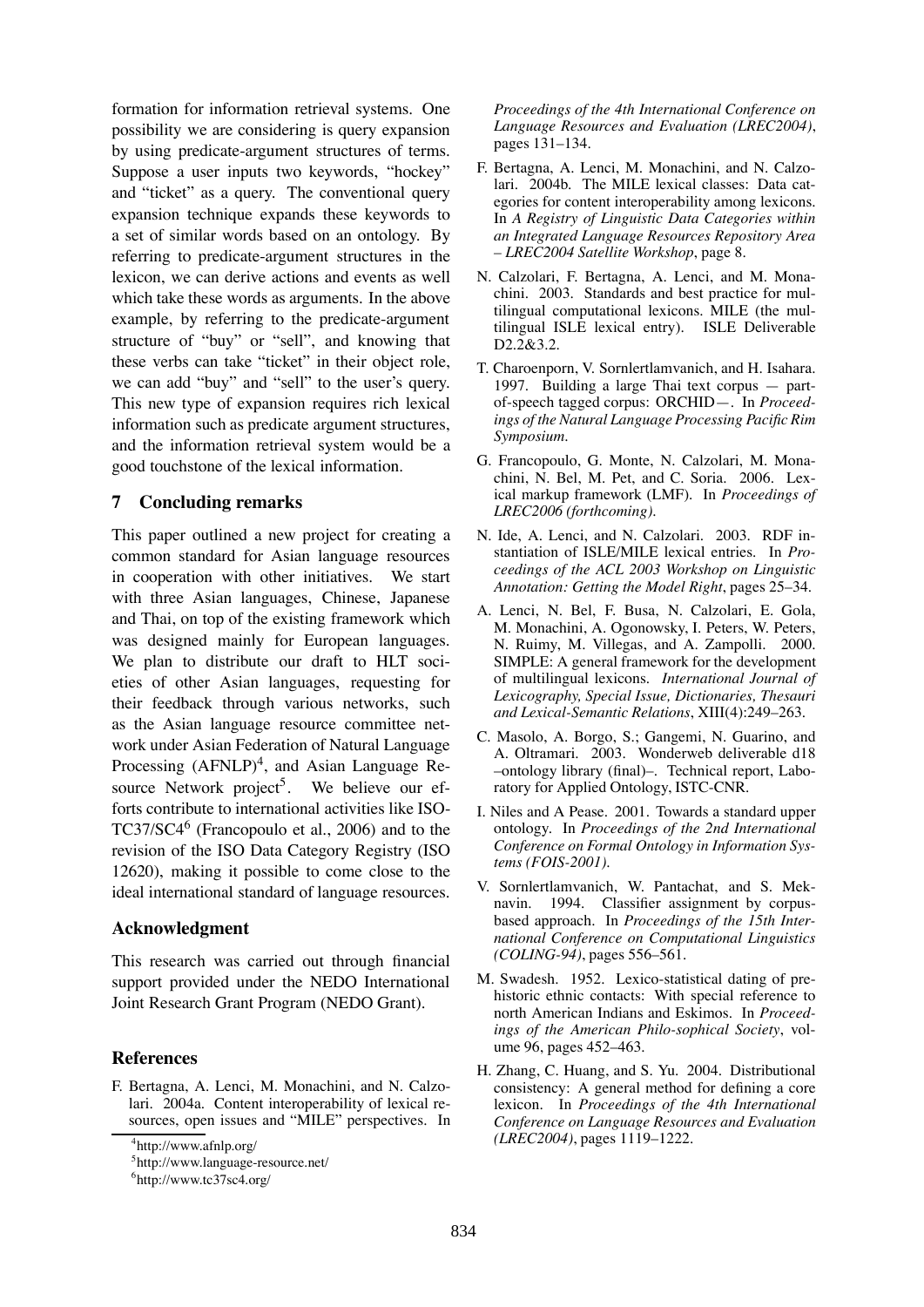formation for information retrieval systems. One possibility we are considering is query expansion by using predicate-argument structures of terms. Suppose a user inputs two keywords, "hockey" and "ticket" as a query. The conventional query expansion technique expands these keywords to a set of similar words based on an ontology. By referring to predicate-argument structures in the lexicon, we can derive actions and events as well which take these words as arguments. In the above example, by referring to the predicate-argument structure of "buy" or "sell", and knowing that these verbs can take "ticket" in their object role, we can add "buy" and "sell" to the user's query. This new type of expansion requires rich lexical information such as predicate argument structures, and the information retrieval system would be a good touchstone of the lexical information.

## 7 Concluding remarks

This paper outlined a new project for creating a common standard for Asian language resources in cooperation with other initiatives. We start with three Asian languages, Chinese, Japanese and Thai, on top of the existing framework which was designed mainly for European languages. We plan to distribute our draft to HLT societies of other Asian languages, requesting for their feedback through various networks, such as the Asian language resource committee network under Asian Federation of Natural Language Processing (AFNLP)[4], and Asian Language Resource Network project[5]. We believe our efforts contribute to international activities like ISO-TC37/SC4[6] (Francopoulo et al., 2006) and to the revision of the ISO Data Category Registry (ISO 12620), making it possible to come close to the ideal international standard of language resources.

## Acknowledgment

This research was carried out through financial support provided under the NEDO International Joint Research Grant Program (NEDO Grant).

## References

F. Bertagna, A. Lenci, M. Monachini, and N. Calzolari. 2004a. Content interoperability of lexical resources, open issues and "MILE" perspectives. In *Proceedings of the 4th International Conference on Language Resources and Evaluation (LREC2004)*, pages 131–134.

F. Bertagna, A. Lenci, M. Monachini, and N. Calzolari. 2004b. The MILE lexical classes: Data categories for content interoperability among lexicons. In *A Registry of Linguistic Data Categories within an Integrated Language Resources Repository Area – LREC2004 Satellite Workshop*, page 8.

N. Calzolari, F. Bertagna, A. Lenci, and M. Monachini. 2003. Standards and best practice for multilingual computational lexicons. MILE (the multilingual ISLE lexical entry). ISLE Deliverable D2.2&3.2.

T. Charoenporn, V. Sornlertlamvanich, and H. Isahara. 1997. Building a large Thai text corpus — part-of-speech tagged corpus: ORCHID—. In *Proceedings of the Natural Language Processing Pacific Rim Symposium*.

G. Francopoulo, G. Monte, N. Calzolari, M. Monachini, N. Bel, M. Pet, and C. Soria. 2006. Lexical markup framework (LMF). In *Proceedings of LREC2006 (forthcoming)*.

N. Ide, A. Lenci, and N. Calzolari. 2003. RDF instantiation of ISLE/MILE lexical entries. In *Proceedings of the ACL 2003 Workshop on Linguistic Annotation: Getting the Model Right*, pages 25–34.

A. Lenci, N. Bel, F. Busa, N. Calzolari, E. Gola, M. Monachini, A. Ogonowsky, I. Peters, W. Peters, N. Ruimy, M. Villegas, and A. Zampolli. 2000. SIMPLE: A general framework for the development of multilingual lexicons. *International Journal of Lexicography, Special Issue, Dictionaries, Thesauri and Lexical-Semantic Relations*, XIII(4):249–263.

C. Masolo, A. Borgo, S.; Gangemi, N. Guarino, and A. Oltramari. 2003. Wonderweb deliverable d18 –ontology library (final)–. Technical report, Laboratory for Applied Ontology, ISTC-CNR.

I. Niles and A Pease. 2001. Towards a standard upper ontology. In *Proceedings of the 2nd International Conference on Formal Ontology in Information Systems (FOIS-2001)*.

V. Sornlertlamvanich, W. Pantachat, and S. Meknavin. 1994. Classifier assignment by corpus-based approach. In *Proceedings of the 15th International Conference on Computational Linguistics (COLING-94)*, pages 556–561.

M. Swadesh. 1952. Lexico-statistical dating of prehistoric ethnic contacts: With special reference to north American Indians and Eskimos. In *Proceedings of the American Philo-sophical Society*, volume 96, pages 452–463.

H. Zhang, C. Huang, and S. Yu. 2004. Distributional consistency: A general method for defining a core lexicon. In *Proceedings of the 4th International Conference on Language Resources and Evaluation (LREC2004)*, pages 1119–1222.

[4] http://www.afnlp.org/

[5] http://www.language-resource.net/

[6] http://www.tc37sc4.org/